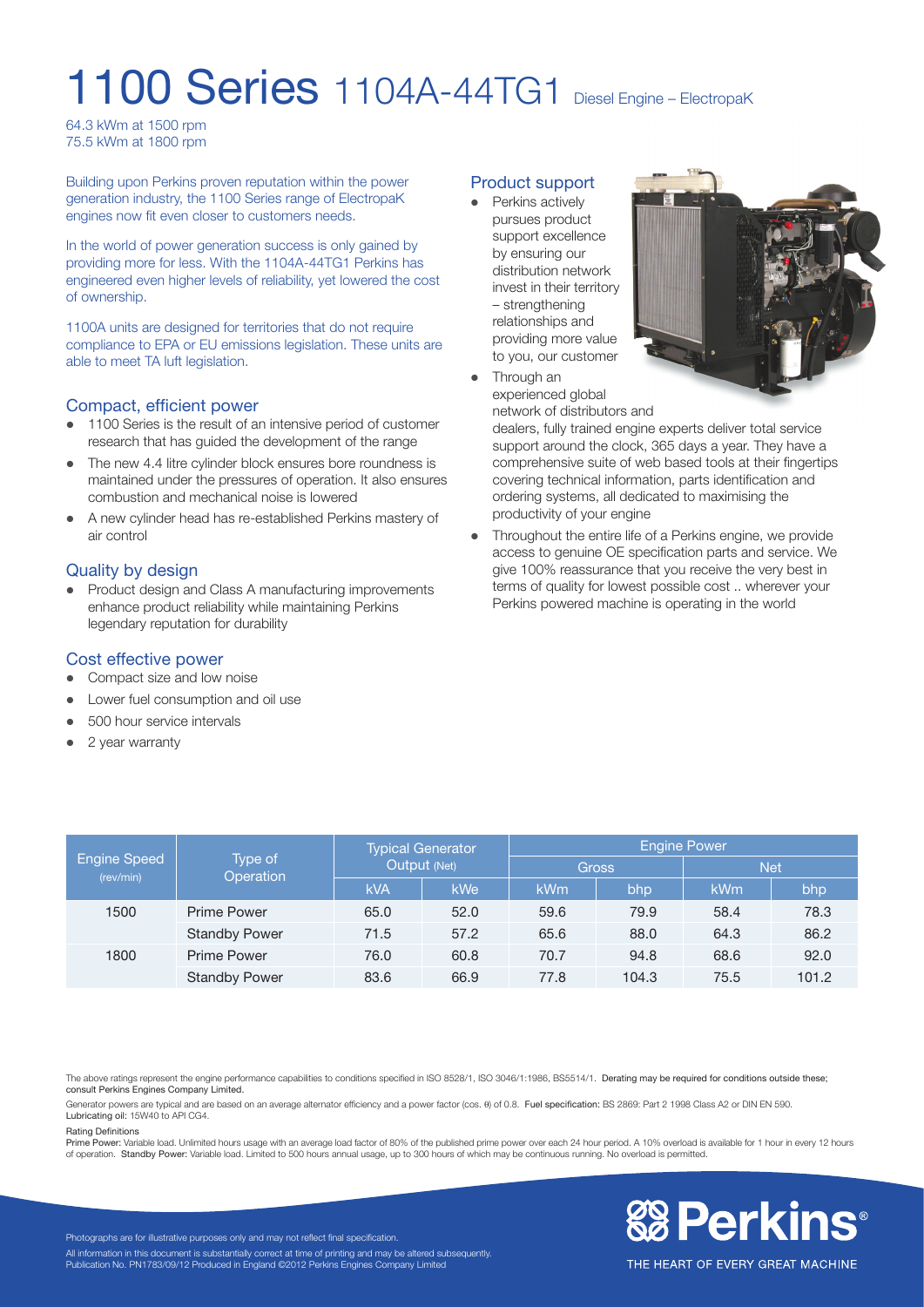# 1100 Series 1104A-44TG1 Diesel Engine – ElectropaK

64.3 kWm at 1500 rpm
75.5 kWm at 1800 rpm

Building upon Perkins proven reputation within the power generation industry, the 1100 Series range of ElectropaK engines now fit even closer to customers needs.

In the world of power generation success is only gained by providing more for less. With the 1104A-44TG1 Perkins has engineered even higher levels of reliability, yet lowered the cost of ownership.

1100A units are designed for territories that do not require compliance to EPA or EU emissions legislation. These units are able to meet TA luft legislation.

## Compact, efficient power

- 1100 Series is the result of an intensive period of customer research that has guided the development of the range
- The new 4.4 litre cylinder block ensures bore roundness is maintained under the pressures of operation. It also ensures combustion and mechanical noise is lowered
- A new cylinder head has re-established Perkins mastery of air control

## Quality by design

- Product design and Class A manufacturing improvements enhance product reliability while maintaining Perkins legendary reputation for durability

## Cost effective power

- Compact size and low noise
- Lower fuel consumption and oil use
- 500 hour service intervals
- 2 year warranty

## Product support

- Perkins actively pursues product support excellence by ensuring our distribution network invest in their territory – strengthening relationships and providing more value to you, our customer
- Through an experienced global network of distributors and dealers, fully trained engine experts deliver total service support around the clock, 365 days a year. They have a comprehensive suite of web based tools at their fingertips covering technical information, parts identification and ordering systems, all dedicated to maximising the productivity of your engine
- Throughout the entire life of a Perkins engine, we provide access to genuine OE specification parts and service. We give 100% reassurance that you receive the very best in terms of quality for lowest possible cost .. wherever your Perkins powered machine is operating in the world

| Engine Speed (rev/min) | Type of Operation | Typical Generator Output (Net) | | Engine Power | | | |
|---|---|---|---|---|---|---|---|
| | | | | Gross | | Net | |
| | | kVA | kWe | kWm | bhp | kWm | bhp |
| 1500 | Prime Power | 65.0 | 52.0 | 59.6 | 79.9 | 58.4 | 78.3 |
| | Standby Power | 71.5 | 57.2 | 65.6 | 88.0 | 64.3 | 86.2 |
| 1800 | Prime Power | 76.0 | 60.8 | 70.7 | 94.8 | 68.6 | 92.0 |
| | Standby Power | 83.6 | 66.9 | 77.8 | 104.3 | 75.5 | 101.2 |

The above ratings represent the engine performance capabilities to conditions specified in ISO 8528/1, ISO 3046/1:1986, BS5514/1. **Derating may be required for conditions outside these; consult Perkins Engines Company Limited.**

Generator powers are typical and are based on an average alternator efficiency and a power factor (cos. θ) of 0.8. **Fuel specification:** BS 2869: Part 2 1998 Class A2 or DIN EN 590. **Lubricating oil:** 15W40 to API CG4.

**Rating Definitions**
**Prime Power:** Variable load. Unlimited hours usage with an average load factor of 80% of the published prime power over each 24 hour period. A 10% overload is available for 1 hour in every 12 hours of operation. **Standby Power:** Variable load. Limited to 500 hours annual usage, up to 300 hours of which may be continuous running. No overload is permitted.

Photographs are for illustrative purposes only and may not reflect final specification.
All information in this document is substantially correct at time of printing and may be altered subsequently.
Publication No. PN1783/09/12 Produced in England ©2012 Perkins Engines Company Limited

Perkins® THE HEART OF EVERY GREAT MACHINE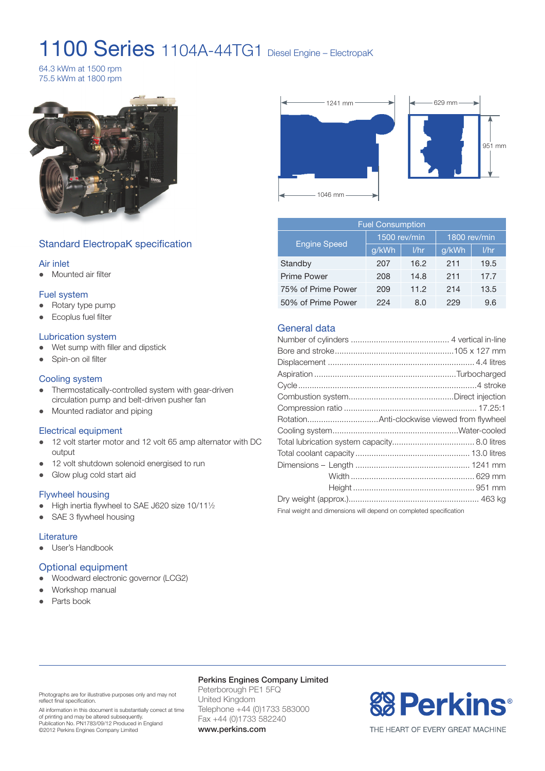# 1100 Series 1104A-44TG1 Diesel Engine – ElectropaK

64.3 kWm at 1500 rpm
75.5 kWm at 1800 rpm

1241 mm
629 mm
951 mm
1046 mm

| Fuel Consumption | | | | |
|---|---|---|---|---|
| Engine Speed | 1500 rev/min | | 1800 rev/min | |
| | g/kWh | l/hr | g/kWh | l/hr |
| Standby | 207 | 16.2 | 211 | 19.5 |
| Prime Power | 208 | 14.8 | 211 | 17.7 |
| 75% of Prime Power | 209 | 11.2 | 214 | 13.5 |
| 50% of Prime Power | 224 | 8.0 | 229 | 9.6 |

## Standard ElectropaK specification

### Air inlet
- Mounted air filter

### Fuel system
- Rotary type pump
- Ecoplus fuel filter

### Lubrication system
- Wet sump with filler and dipstick
- Spin-on oil filter

### Cooling system
- Thermostatically-controlled system with gear-driven circulation pump and belt-driven pusher fan
- Mounted radiator and piping

### Electrical equipment
- 12 volt starter motor and 12 volt 65 amp alternator with DC output
- 12 volt shutdown solenoid energised to run
- Glow plug cold start aid

### Flywheel housing
- High inertia flywheel to SAE J620 size 10/11½
- SAE 3 flywheel housing

### Literature
- User's Handbook

## Optional equipment
- Woodward electronic governor (LCG2)
- Workshop manual
- Parts book

## General data

Number of cylinders ........................................... 4 vertical in-line
Bore and stroke ........................................... 105 x 127 mm
Displacement ........................................... 4.4 litres
Aspiration ........................................... Turbocharged
Cycle ........................................... 4 stroke
Combustion system ........................................... Direct injection
Compression ratio ........................................... 17.25:1
Rotation ........................................... Anti-clockwise viewed from flywheel
Cooling system ........................................... Water-cooled
Total lubrication system capacity ........................................... 8.0 litres
Total coolant capacity ........................................... 13.0 litres
Dimensions – Length ........................................... 1241 mm
Width ........................................... 629 mm
Height ........................................... 951 mm
Dry weight (approx.) ........................................... 463 kg

Final weight and dimensions will depend on completed specification

Photographs are for illustrative purposes only and may not reflect final specification.

All information in this document is substantially correct at time of printing and may be altered subsequently.
Publication No. PN1783/09/12 Produced in England
©2012 Perkins Engines Company Limited

**Perkins Engines Company Limited**
Peterborough PE1 5FQ
United Kingdom
Telephone +44 (0)1733 583000
Fax +44 (0)1733 582240
**www.perkins.com**

Perkins®
THE HEART OF EVERY GREAT MACHINE